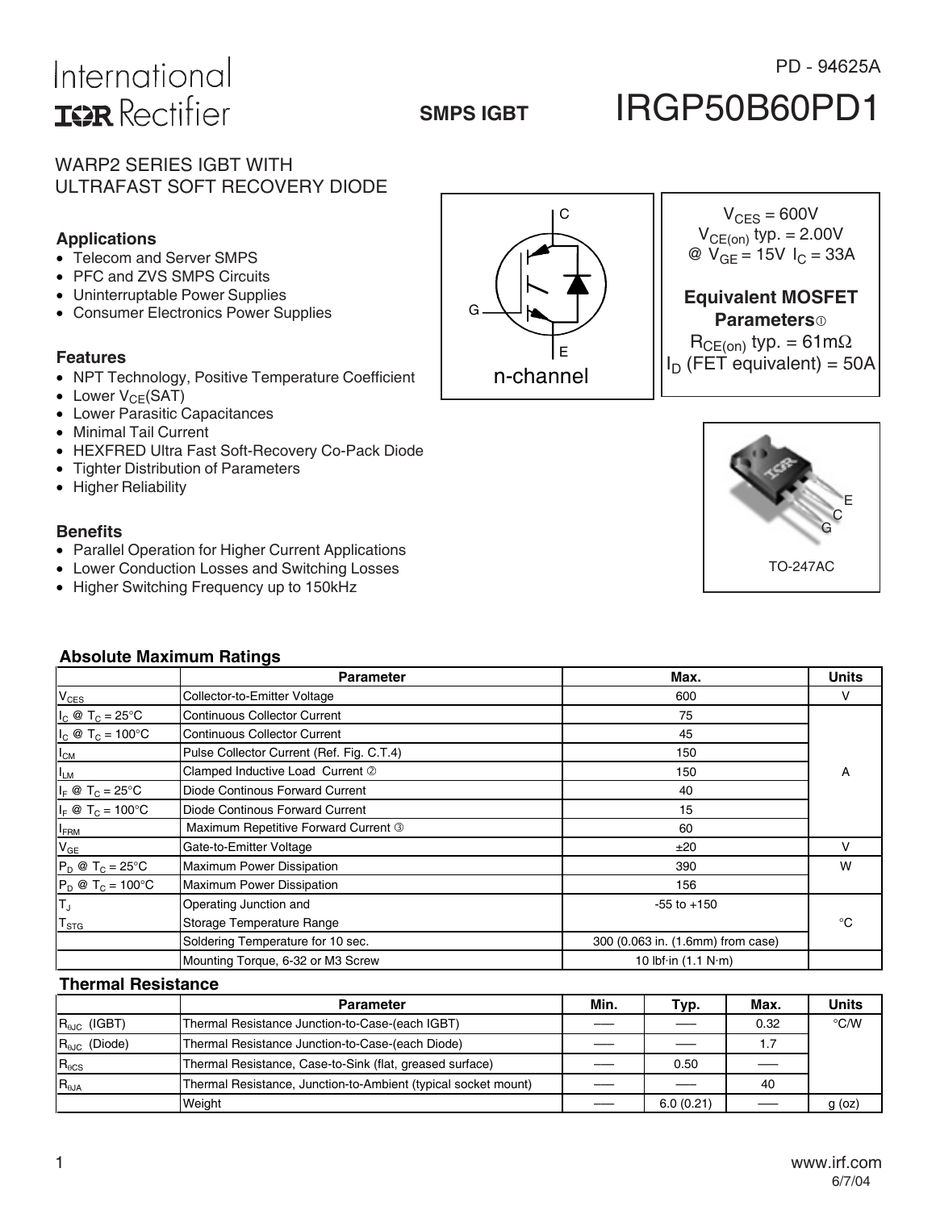International
IOR Rectifier

PD - 94625A

**SMPS IGBT**

# IRGP50B60PD1

WARP2 SERIES IGBT WITH
ULTRAFAST SOFT RECOVERY DIODE

### Applications

- Telecom and Server SMPS
- PFC and ZVS SMPS Circuits
- Uninterruptable Power Supplies
- Consumer Electronics Power Supplies

### Features

- NPT Technology, Positive Temperature Coefficient
- Lower $V_{CE}$(SAT)
- Lower Parasitic Capacitances
- Minimal Tail Current
- HEXFRED Ultra Fast Soft-Recovery Co-Pack Diode
- Tighter Distribution of Parameters
- Higher Reliability

### Benefits

- Parallel Operation for Higher Current Applications
- Lower Conduction Losses and Switching Losses
- Higher Switching Frequency up to 150kHz

C
G
E
n-channel

$V_{CES}$ = 600V
$V_{CE(on)}$ typ. = 2.00V
@ $V_{GE}$ = 15V $I_C$ = 33A

**Equivalent MOSFET Parameters**①
$R_{CE(on)}$ typ. = 61mΩ
$I_D$ (FET equivalent) = 50A

E
C
G
TO-247AC

### Absolute Maximum Ratings

| | Parameter | Max. | Units |
|---|---|---|---|
| $V_{CES}$ | Collector-to-Emitter Voltage | 600 | V |
| $I_C$ @ $T_C$ = 25°C | Continuous Collector Current | 75 | A |
| $I_C$ @ $T_C$ = 100°C | Continuous Collector Current | 45 | |
| $I_{CM}$ | Pulse Collector Current (Ref. Fig. C.T.4) | 150 | |
| $I_{LM}$ | Clamped Inductive Load Current ② | 150 | |
| $I_F$ @ $T_C$ = 25°C | Diode Continous Forward Current | 40 | |
| $I_F$ @ $T_C$ = 100°C | Diode Continous Forward Current | 15 | |
| $I_{FRM}$ | Maximum Repetitive Forward Current ③ | 60 | |
| $V_{GE}$ | Gate-to-Emitter Voltage | ±20 | V |
| $P_D$ @ $T_C$ = 25°C | Maximum Power Dissipation | 390 | W |
| $P_D$ @ $T_C$ = 100°C | Maximum Power Dissipation | 156 | |
| $T_J$<br>$T_{STG}$ | Operating Junction and<br>Storage Temperature Range | -55 to +150 | °C |
| | Soldering Temperature for 10 sec. | 300 (0.063 in. (1.6mm) from case) | |
| | Mounting Torque, 6-32 or M3 Screw | 10 lbf·in (1.1 N·m) | |

### Thermal Resistance

| | Parameter | Min. | Typ. | Max. | Units |
|---|---|---|---|---|---|
| $R_{\theta JC}$ (IGBT) | Thermal Resistance Junction-to-Case-(each IGBT) | —— | —— | 0.32 | °C/W |
| $R_{\theta JC}$ (Diode) | Thermal Resistance Junction-to-Case-(each Diode) | —— | —— | 1.7 | |
| $R_{\theta CS}$ | Thermal Resistance, Case-to-Sink (flat, greased surface) | —— | 0.50 | —— | |
| $R_{\theta JA}$ | Thermal Resistance, Junction-to-Ambient (typical socket mount) | —— | —— | 40 | |
| | Weight | —— | 6.0 (0.21) | —— | g (oz) |

www.irf.com
6/7/04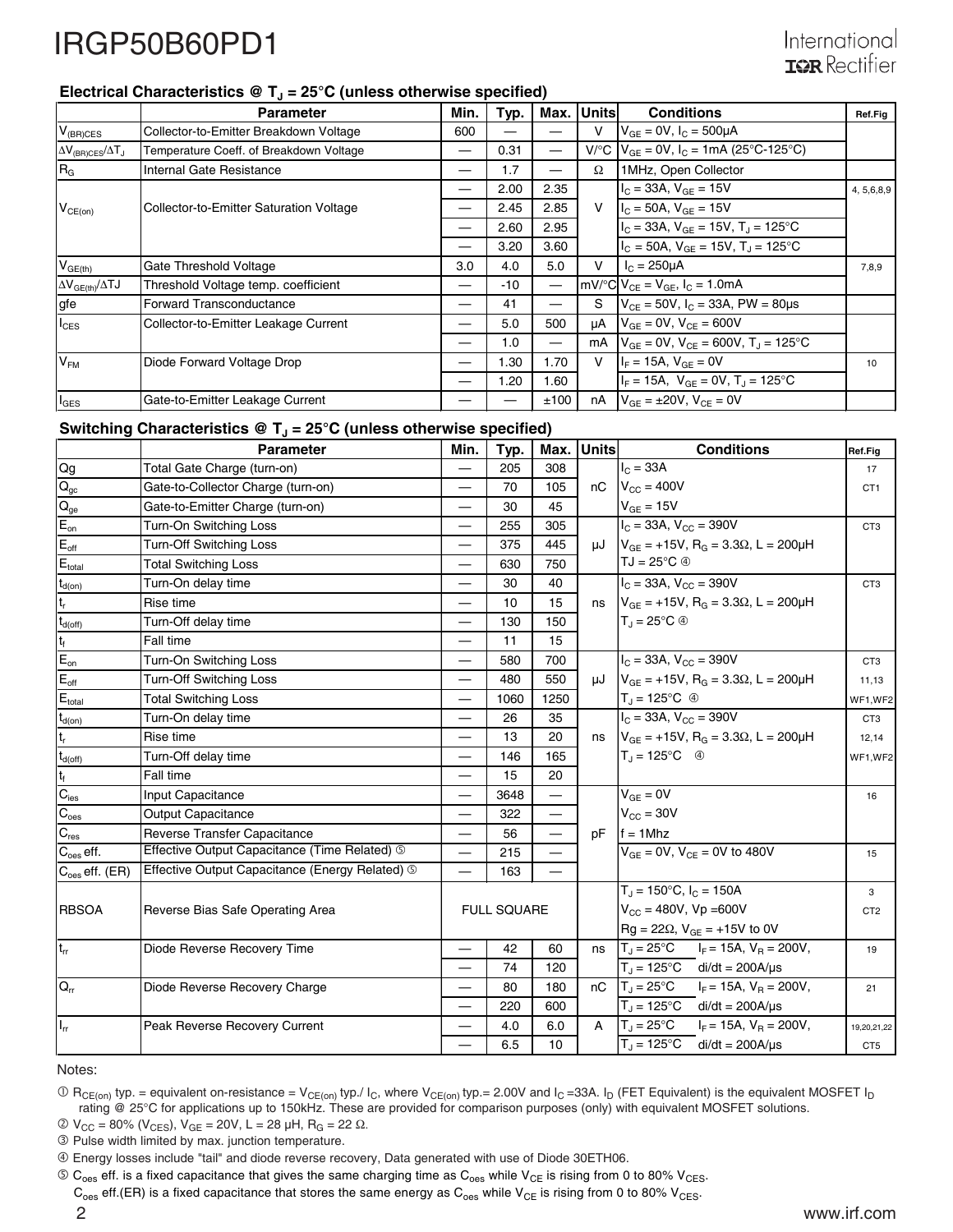### Electrical Characteristics @ $T_J$ = 25°C (unless otherwise specified)

| | Parameter | Min. | Typ. | Max. | Units | Conditions | Ref.Fig |
|---|---|---|---|---|---|---|---|
| $V_{(BR)CES}$ | Collector-to-Emitter Breakdown Voltage | 600 | — | — | V | $V_{GE}$ = 0V, $I_C$ = 500μA | |
| $\Delta V_{(BR)CES}/\Delta T_J$ | Temperature Coeff. of Breakdown Voltage | — | 0.31 | — | V/°C | $V_{GE}$ = 0V, $I_C$ = 1mA (25°C-125°C) | |
| $R_G$ | Internal Gate Resistance | — | 1.7 | — | Ω | 1MHz, Open Collector | |
| $V_{CE(on)}$ | Collector-to-Emitter Saturation Voltage | — | 2.00 | 2.35 | V | $I_C$ = 33A, $V_{GE}$ = 15V | 4, 5,6,8,9 |
| | | — | 2.45 | 2.85 | | $I_C$ = 50A, $V_{GE}$ = 15V | |
| | | — | 2.60 | 2.95 | | $I_C$ = 33A, $V_{GE}$ = 15V, $T_J$ = 125°C | |
| | | — | 3.20 | 3.60 | | $I_C$ = 50A, $V_{GE}$ = 15V, $T_J$ = 125°C | |
| $V_{GE(th)}$ | Gate Threshold Voltage | 3.0 | 4.0 | 5.0 | V | $I_C$ = 250μA | 7,8,9 |
| $\Delta V_{GE(th)}/\Delta TJ$ | Threshold Voltage temp. coefficient | — | -10 | — | mV/°C | $V_{CE}$ = $V_{GE}$, $I_C$ = 1.0mA | |
| gfe | Forward Transconductance | — | 41 | — | S | $V_{CE}$ = 50V, $I_C$ = 33A, PW = 80μs | |
| $I_{CES}$ | Collector-to-Emitter Leakage Current | — | 5.0 | 500 | μA | $V_{GE}$ = 0V, $V_{CE}$ = 600V | |
| | | — | 1.0 | — | mA | $V_{GE}$ = 0V, $V_{CE}$ = 600V, $T_J$ = 125°C | |
| $V_{FM}$ | Diode Forward Voltage Drop | — | 1.30 | 1.70 | V | $I_F$ = 15A, $V_{GE}$ = 0V | 10 |
| | | — | 1.20 | 1.60 | | $I_F$ = 15A, $V_{GE}$ = 0V, $T_J$ = 125°C | |
| $I_{GES}$ | Gate-to-Emitter Leakage Current | — | — | ±100 | nA | $V_{GE}$ = ±20V, $V_{CE}$ = 0V | |

### Switching Characteristics @ $T_J$ = 25°C (unless otherwise specified)

| | Parameter | Min. | Typ. | Max. | Units | Conditions | Ref.Fig |
|---|---|---|---|---|---|---|---|
| Qg | Total Gate Charge (turn-on) | — | 205 | 308 | nC | $I_C$ = 33A | 17 |
| $Q_{gc}$ | Gate-to-Collector Charge (turn-on) | — | 70 | 105 | | $V_{CC}$ = 400V | CT1 |
| $Q_{ge}$ | Gate-to-Emitter Charge (turn-on) | — | 30 | 45 | | $V_{GE}$ = 15V | |
| $E_{on}$ | Turn-On Switching Loss | — | 255 | 305 | μJ | $I_C$ = 33A, $V_{CC}$ = 390V | CT3 |
| $E_{off}$ | Turn-Off Switching Loss | — | 375 | 445 | | $V_{GE}$ = +15V, $R_G$ = 3.3Ω, L = 200μH | |
| $E_{total}$ | Total Switching Loss | — | 630 | 750 | | TJ = 25°C ④ | |
| $t_{d(on)}$ | Turn-On delay time | — | 30 | 40 | ns | $I_C$ = 33A, $V_{CC}$ = 390V | CT3 |
| $t_r$ | Rise time | — | 10 | 15 | | $V_{GE}$ = +15V, $R_G$ = 3.3Ω, L = 200μH | |
| $t_{d(off)}$ | Turn-Off delay time | — | 130 | 150 | | $T_J$ = 25°C ④ | |
| $t_f$ | Fall time | — | 11 | 15 | | | |
| $E_{on}$ | Turn-On Switching Loss | — | 580 | 700 | μJ | $I_C$ = 33A, $V_{CC}$ = 390V | CT3 |
| $E_{off}$ | Turn-Off Switching Loss | — | 480 | 550 | | $V_{GE}$ = +15V, $R_G$ = 3.3Ω, L = 200μH | 11,13 |
| $E_{total}$ | Total Switching Loss | — | 1060 | 1250 | | $T_J$ = 125°C ④ | WF1,WF2 |
| $t_{d(on)}$ | Turn-On delay time | — | 26 | 35 | ns | $I_C$ = 33A, $V_{CC}$ = 390V | CT3 |
| $t_r$ | Rise time | — | 13 | 20 | | $V_{GE}$ = +15V, $R_G$ = 3.3Ω, L = 200μH | 12,14 |
| $t_{d(off)}$ | Turn-Off delay time | — | 146 | 165 | | $T_J$ = 125°C ④ | WF1,WF2 |
| $t_f$ | Fall time | — | 15 | 20 | | | |
| $C_{ies}$ | Input Capacitance | — | 3648 | — | pF | $V_{GE}$ = 0V | 16 |
| $C_{oes}$ | Output Capacitance | — | 322 | — | | $V_{CC}$ = 30V | |
| $C_{res}$ | Reverse Transfer Capacitance | — | 56 | — | | f = 1Mhz | |
| $C_{oes}$ eff. | Effective Output Capacitance (Time Related) ⑤ | — | 215 | — | | $V_{GE}$ = 0V, $V_{CE}$ = 0V to 480V | 15 |
| $C_{oes}$ eff. (ER) | Effective Output Capacitance (Energy Related) ⑤ | — | 163 | — | | | |
| RBSOA | Reverse Bias Safe Operating Area | FULL SQUARE | | | | $T_J$ = 150°C, $I_C$ = 150A<br>$V_{CC}$ = 480V, Vp =600V<br>Rg = 22Ω, $V_{GE}$ = +15V to 0V | 3<br>CT2 |
| $t_{rr}$ | Diode Reverse Recovery Time | — | 42 | 60 | ns | $T_J$ = 25°C $I_F$ = 15A, $V_R$ = 200V, | 19 |
| | | — | 74 | 120 | | $T_J$ = 125°C di/dt = 200A/μs | |
| $Q_{rr}$ | Diode Reverse Recovery Charge | — | 80 | 180 | nC | $T_J$ = 25°C $I_F$ = 15A, $V_R$ = 200V, | 21 |
| | | — | 220 | 600 | | $T_J$ = 125°C di/dt = 200A/μs | |
| $I_{rr}$ | Peak Reverse Recovery Current | — | 4.0 | 6.0 | A | $T_J$ = 25°C $I_F$ = 15A, $V_R$ = 200V, | 19,20,21,22 |
| | | — | 6.5 | 10 | | $T_J$ = 125°C di/dt = 200A/μs | CT5 |

Notes:

① $R_{CE(on)}$ typ. = equivalent on-resistance = $V_{CE(on)}$ typ./ $I_C$, where $V_{CE(on)}$ typ.= 2.00V and $I_C$ =33A. $I_D$ (FET Equivalent) is the equivalent MOSFET $I_D$ rating @ 25°C for applications up to 150kHz. These are provided for comparison purposes (only) with equivalent MOSFET solutions.

② $V_{CC}$ = 80% ($V_{CES}$), $V_{GE}$ = 20V, L = 28 μH, $R_G$ = 22 Ω.

③ Pulse width limited by max. junction temperature.

④ Energy losses include "tail" and diode reverse recovery, Data generated with use of Diode 30ETH06.

⑤ $C_{oes}$ eff. is a fixed capacitance that gives the same charging time as $C_{oes}$ while $V_{CE}$ is rising from 0 to 80% $V_{CES}$.
$C_{oes}$ eff.(ER) is a fixed capacitance that stores the same energy as $C_{oes}$ while $V_{CE}$ is rising from 0 to 80% $V_{CES}$.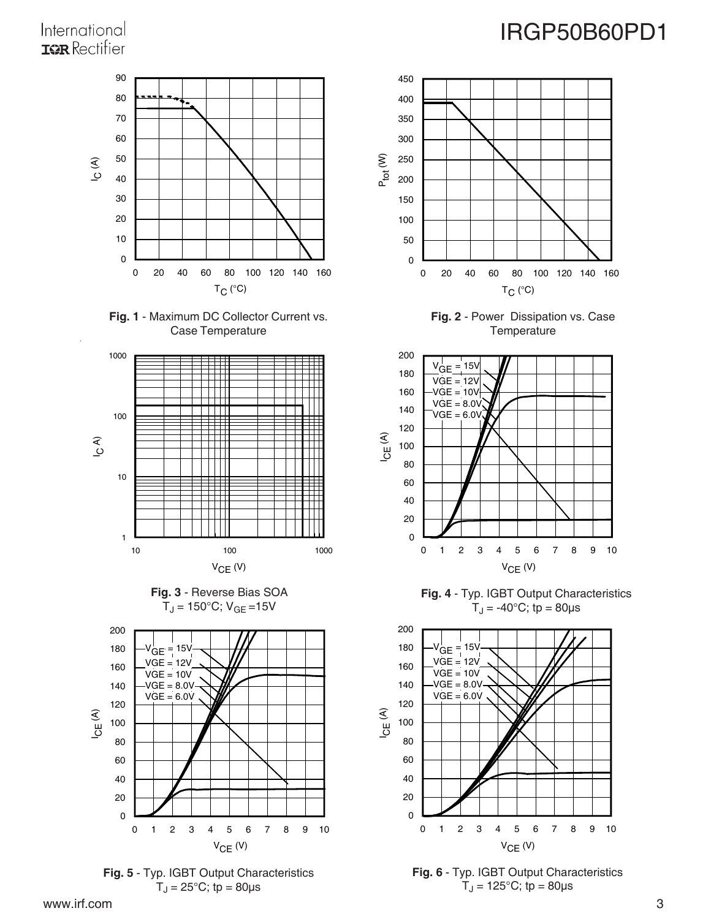**Fig. 1** - Maximum DC Collector Current vs. Case Temperature

**Fig. 2** - Power Dissipation vs. Case Temperature

**Fig. 3** - Reverse Bias SOA
$T_J = 150°C$; $V_{GE} = 15V$

**Fig. 4** - Typ. IGBT Output Characteristics
$T_J = -40°C$; tp = 80µs

**Fig. 5** - Typ. IGBT Output Characteristics
$T_J = 25°C$; tp = 80µs

**Fig. 6** - Typ. IGBT Output Characteristics
$T_J = 125°C$; tp = 80µs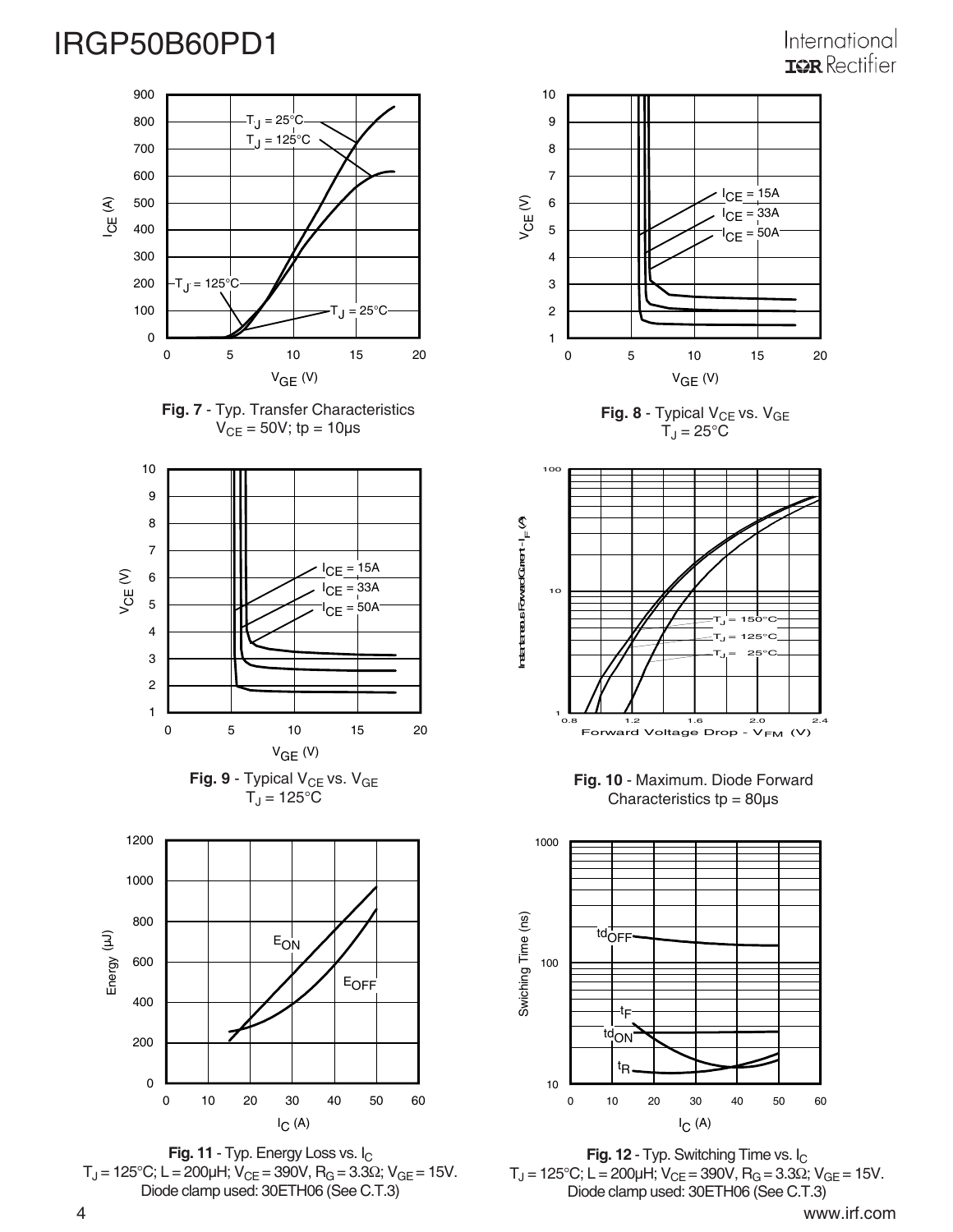**Fig. 7** - Typ. Transfer Characteristics
$V_{CE}$ = 50V; tp = 10µs

**Fig. 8** - Typical $V_{CE}$ vs. $V_{GE}$
$T_J$ = 25°C

**Fig. 9** - Typical $V_{CE}$ vs. $V_{GE}$
$T_J$ = 125°C

**Fig. 10** - Maximum. Diode Forward Characteristics tp = 80µs

**Fig. 11** - Typ. Energy Loss vs. $I_C$
$T_J$ = 125°C; L = 200µH; $V_{CE}$ = 390V, $R_G$ = 3.3Ω; $V_{GE}$ = 15V.
Diode clamp used: 30ETH06 (See C.T.3)

**Fig. 12** - Typ. Switching Time vs. $I_C$
$T_J$ = 125°C; L = 200µH; $V_{CE}$ = 390V, $R_G$ = 3.3Ω; $V_{GE}$ = 15V.
Diode clamp used: 30ETH06 (See C.T.3)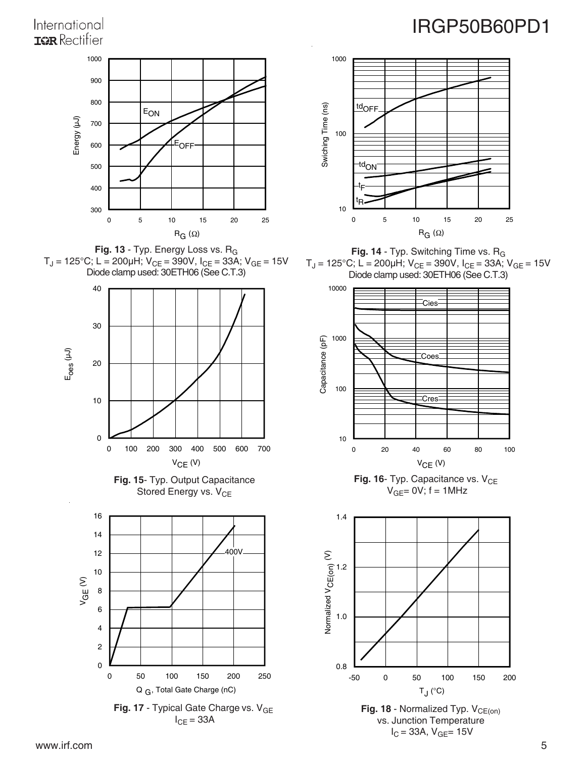**Fig. 13** - Typ. Energy Loss vs. $R_G$
$T_J = 125°C$; $L = 200\mu H$; $V_{CE} = 390V$, $I_{CE} = 33A$; $V_{GE} = 15V$
Diode clamp used: 30ETH06 (See C.T.3)

**Fig. 14** - Typ. Switching Time vs. $R_G$
$T_J = 125°C$; $L = 200\mu H$; $V_{CE} = 390V$, $I_{CE} = 33A$; $V_{GE} = 15V$
Diode clamp used: 30ETH06 (See C.T.3)

**Fig. 15**- Typ. Output Capacitance Stored Energy vs. $V_{CE}$

**Fig. 16**- Typ. Capacitance vs. $V_{CE}$
$V_{GE}$= 0V; f = 1MHz

**Fig. 17** - Typical Gate Charge vs. $V_{GE}$
$I_{CE}$ = 33A

**Fig. 18** - Normalized Typ. $V_{CE(on)}$ vs. Junction Temperature
$I_C$ = 33A, $V_{GE}$= 15V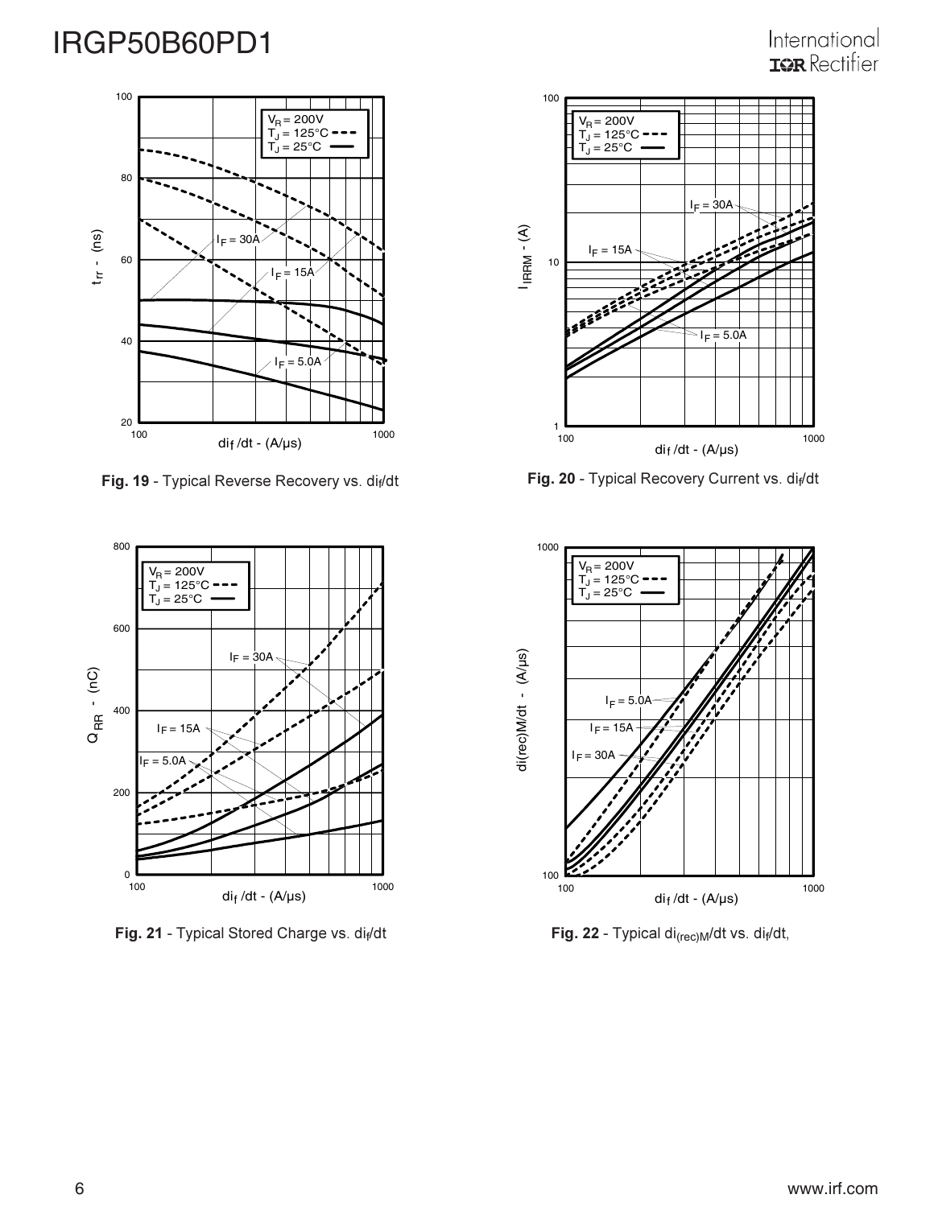Fig. 19 - Typical Reverse Recovery vs. $di_f/dt$

Fig. 20 - Typical Recovery Current vs. $di_f/dt$

Fig. 21 - Typical Stored Charge vs. $di_f/dt$

Fig. 22 - Typical $di_{(rec)M}/dt$ vs. $di_f/dt$,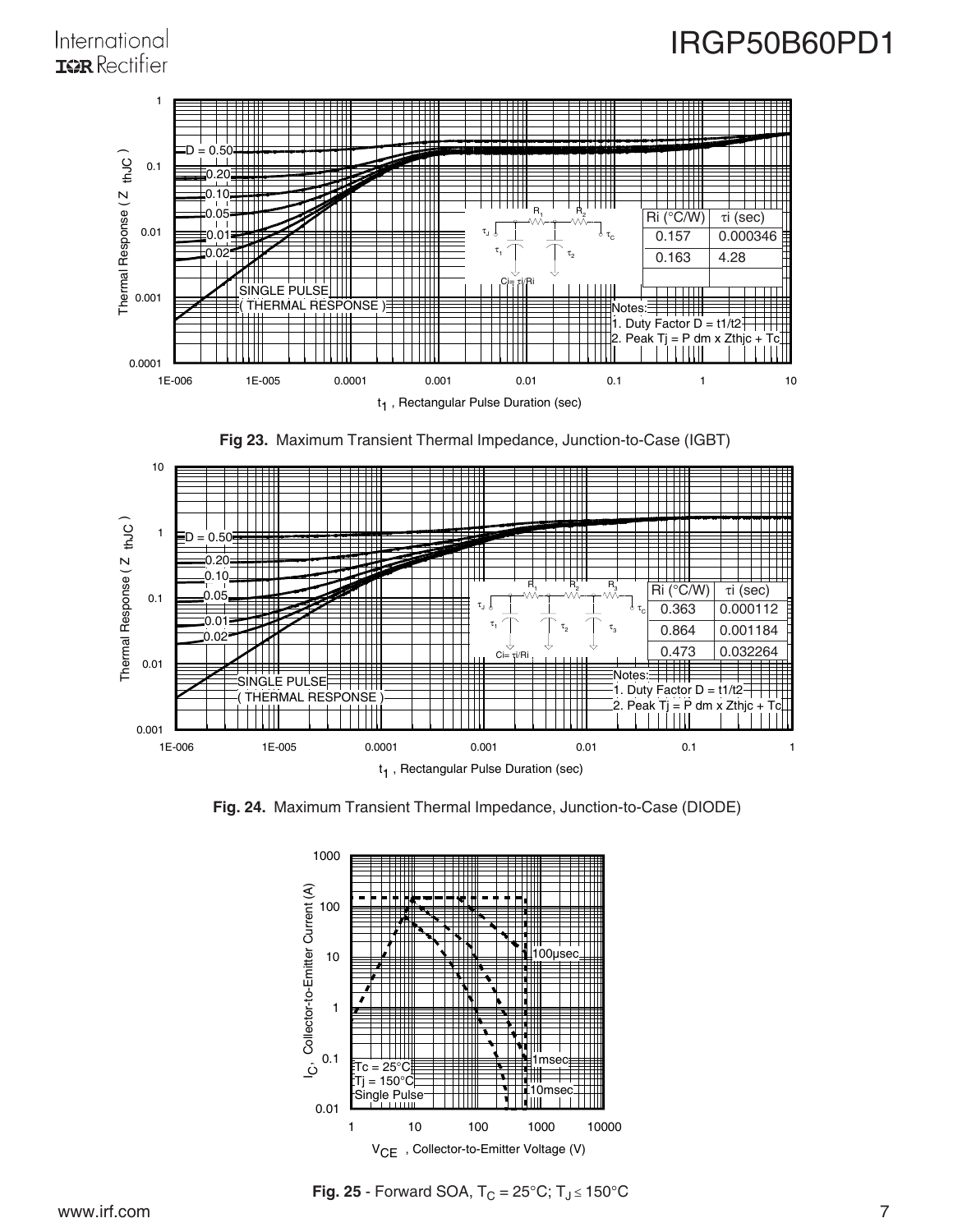| Ri (°C/W) | τi (sec) |
| --- | --- |
| 0.157 | 0.000346 |
| 0.163 | 4.28 |

Notes:
1. Duty Factor D = t1/t2
2. Peak Tj = P dm x Zthjc + Tc

**Fig 23.** Maximum Transient Thermal Impedance, Junction-to-Case (IGBT)

| Ri (°C/W) | τi (sec) |
| --- | --- |
| 0.363 | 0.000112 |
| 0.864 | 0.001184 |
| 0.473 | 0.032264 |

Notes:
1. Duty Factor D = t1/t2
2. Peak Tj = P dm x Zthjc + Tc

**Fig. 24.** Maximum Transient Thermal Impedance, Junction-to-Case (DIODE)

**Fig. 25** - Forward SOA, $T_C = 25°C$; $T_J \leq 150°C$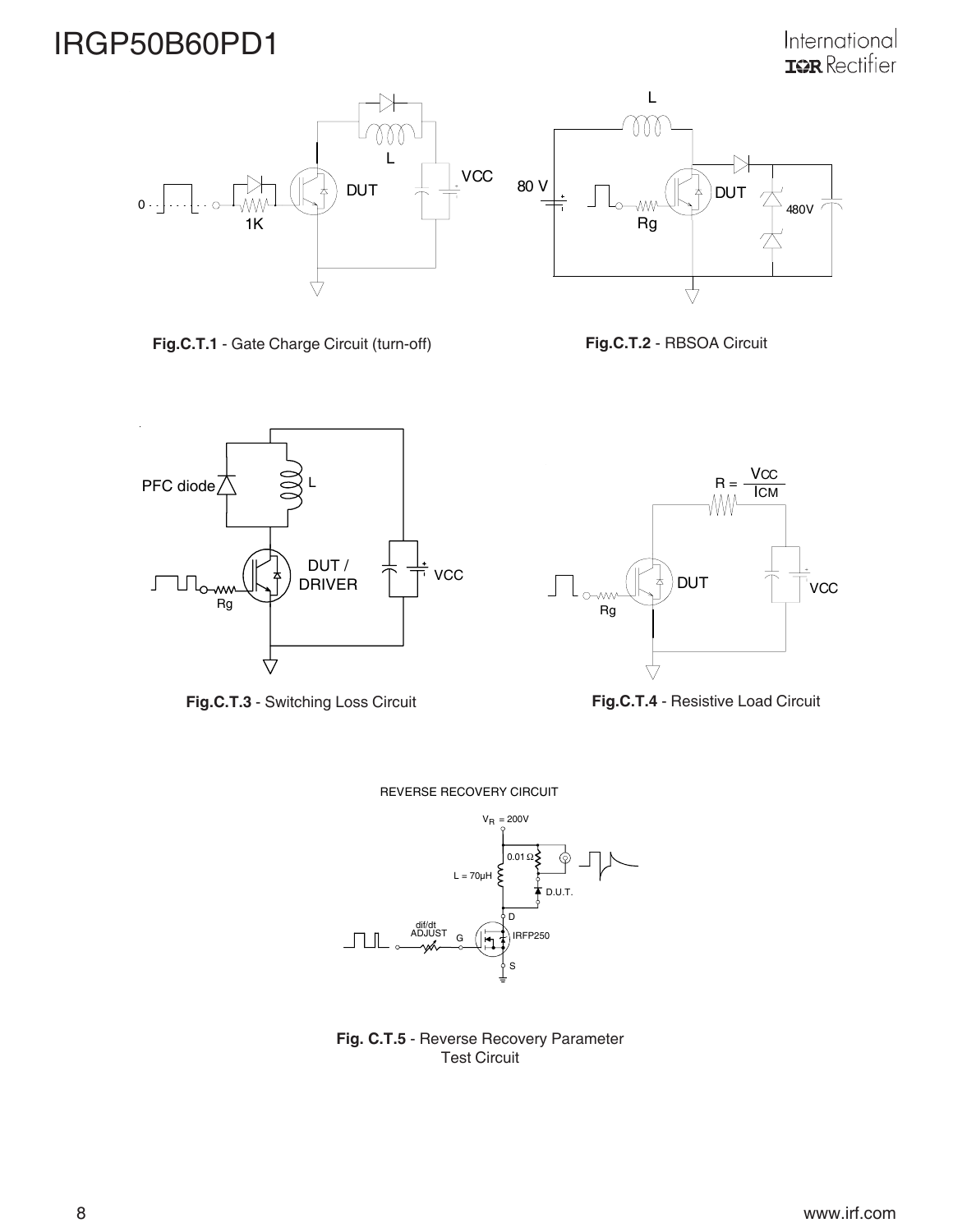**Fig.C.T.1** - Gate Charge Circuit (turn-off)

**Fig.C.T.2** - RBSOA Circuit

**Fig.C.T.3** - Switching Loss Circuit

**Fig.C.T.4** - Resistive Load Circuit

**Fig. C.T.5** - Reverse Recovery Parameter Test Circuit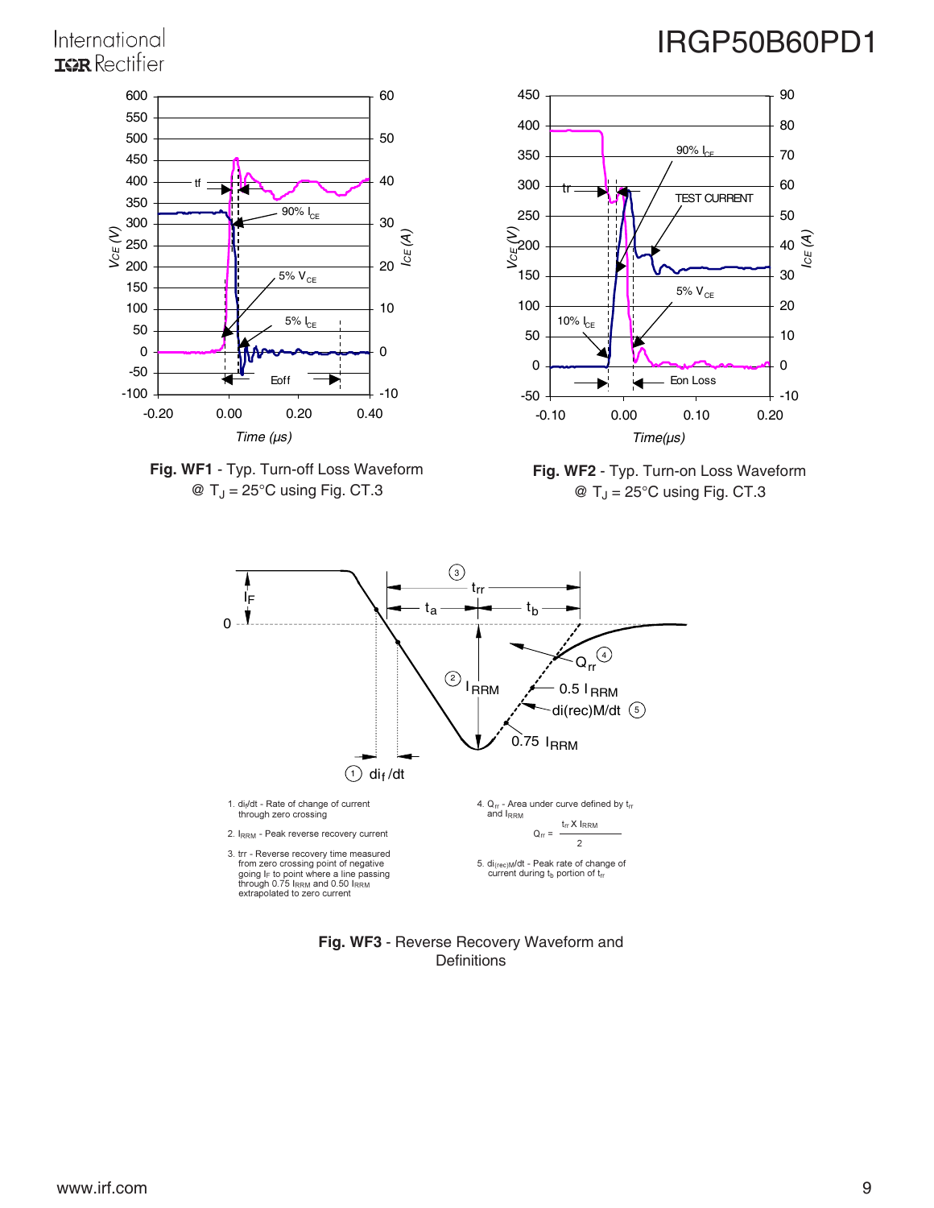**Fig. WF1** - Typ. Turn-off Loss Waveform
@ $T_J$ = 25°C using Fig. CT.3

**Fig. WF2** - Typ. Turn-on Loss Waveform
@ $T_J$ = 25°C using Fig. CT.3

1. $di_F/dt$ - Rate of change of current through zero crossing
2. $I_{RRM}$ - Peak reverse recovery current
3. trr - Reverse recovery time measured from zero crossing point of negative going $I_F$ to point where a line passing through 0.75 $I_{RRM}$ and 0.50 $I_{RRM}$ extrapolated to zero current
4. $Q_{rr}$ - Area under curve defined by $t_{rr}$ and $I_{RRM}$

$$Q_{rr} = \frac{t_{rr} \times I_{RRM}}{2}$$

5. $di_{(rec)M}/dt$ - Peak rate of change of current during $t_b$ portion of $t_{rr}$

**Fig. WF3** - Reverse Recovery Waveform and Definitions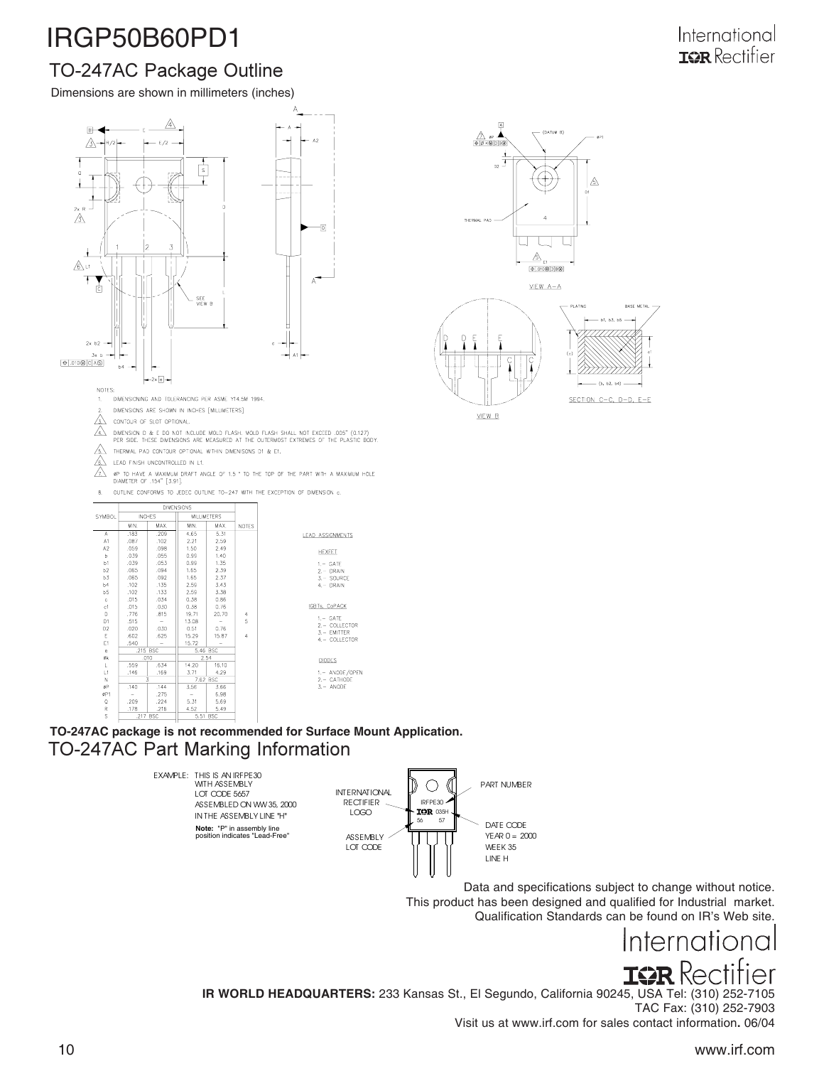## TO-247AC Package Outline

Dimensions are shown in millimeters (inches)

NOTES:

1. DIMENSIONING AND TOLERANCING PER ASME Y14.5M 1994.
2. DIMENSIONS ARE SHOWN IN INCHES [MILLIMETERS]
3. CONTOUR OF SLOT OPTIONAL.
4. DIMENSION D & E DO NOT INCLUDE MOLD FLASH. MOLD FLASH SHALL NOT EXCEED .005" (0.127) PER SIDE. THESE DIMENSIONS ARE MEASURED AT THE OUTERMOST EXTREMES OF THE PLASTIC BODY.
5. THERMAL PAD CONTOUR OPTIONAL WITHIN DIMENSIONS D1 & E1.
6. LEAD FINISH UNCONTROLLED IN L1.
7. ØP TO HAVE A MAXIMUM DRAFT ANGLE OF 1.5 ° TO THE TOP OF THE PART WITH A MAXIMUM HOLE DIAMETER OF .154" [3.91].
8. OUTLINE CONFORMS TO JEDEC OUTLINE TO-247 WITH THE EXCEPTION OF DIMENSION c.

| SYMBOL | DIMENSIONS | | | | NOTES |
|---|---|---|---|---|---|
| | INCHES | | MILLIMETERS | | |
| | MIN. | MAX. | MIN. | MAX. | |
| A | .183 | .209 | 4.65 | 5.31 | |
| A1 | .087 | .102 | 2.21 | 2.59 | |
| A2 | .059 | .098 | 1.50 | 2.49 | |
| b | .039 | .055 | 0.99 | 1.40 | |
| b1 | .039 | .053 | 0.99 | 1.35 | |
| b2 | .065 | .094 | 1.65 | 2.39 | |
| b3 | .065 | .092 | 1.65 | 2.37 | |
| b4 | .102 | .135 | 2.59 | 3.43 | |
| b5 | .102 | .133 | 2.59 | 3.38 | |
| c | .015 | .034 | 0.38 | 0.86 | |
| c1 | .015 | .030 | 0.38 | 0.76 | |
| D | .776 | .815 | 19.71 | 20.70 | 4 |
| D1 | .515 | – | 13.08 | – | 5 |
| D2 | .020 | .030 | 0.51 | 0.76 | |
| E | .602 | .625 | 15.29 | 15.87 | 4 |
| E1 | .540 | – | 13.72 | – | |
| e | .215 BSC | | 5.46 BSC | | |
| Øk | .010 | | 2.54 | | |
| L | .559 | .634 | 14.20 | 16.10 | |
| L1 | .146 | .169 | 3.71 | 4.29 | |
| N | 3 | | 7.62 BSC | | |
| ØP | .140 | .144 | 3.56 | 3.66 | |
| ØP1 | – | .275 | – | 6.98 | |
| Q | .209 | .224 | 5.31 | 5.69 | |
| R | .178 | .216 | 4.52 | 5.49 | |
| S | .217 BSC | | 5.51 BSC | | |

LEAD ASSIGNMENTS

HEXFET
1.- GATE
2.- DRAIN
3.- SOURCE
4.- DRAIN

IGBTs, CoPACK
1.- GATE
2.- COLLECTOR
3.- EMITTER
4.- COLLECTOR

DIODES
1.- ANODE/OPEN
2.- CATHODE
3.- ANODE

**TO-247AC package is not recommended for Surface Mount Application.**

## TO-247AC Part Marking Information

EXAMPLE: THIS IS AN IRFPE30 WITH ASSEMBLY LOT CODE 5657 ASSEMBLED ON WW 35, 2000 IN THE ASSEMBLY LINE "H"

**Note:** "P" in assembly line position indicates "Lead-Free"

INTERNATIONAL RECTIFIER LOGO

ASSEMBLY LOT CODE

PART NUMBER

IRFPE30
035H
56 57

DATE CODE
YEAR 0 = 2000
WEEK 35
LINE H

Data and specifications subject to change without notice.
This product has been designed and qualified for Industrial market.
Qualification Standards can be found on IR's Web site.

**IR WORLD HEADQUARTERS:** 233 Kansas St., El Segundo, California 90245, USA Tel: (310) 252-7105
TAC Fax: (310) 252-7903
Visit us at www.irf.com for sales contact information**.** 06/04